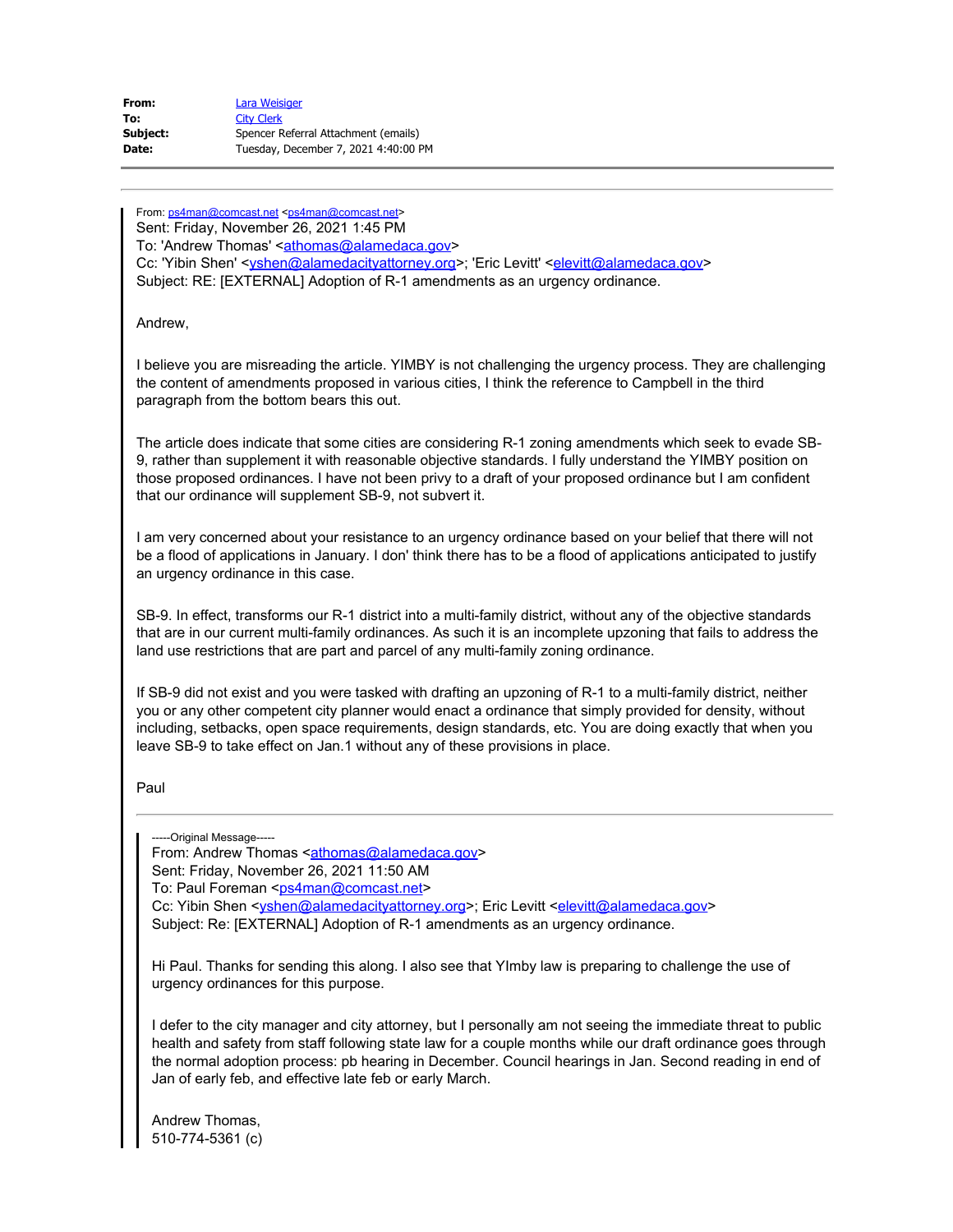**From:** Lara Weisiger
**To:** City Clerk
**Subject:** Spencer Referral Attachment (emails)
**Date:** Tuesday, December 7, 2021 4:40:00 PM

---

From: ps4man@comcast.net <ps4man@comcast.net>
Sent: Friday, November 26, 2021 1:45 PM
To: 'Andrew Thomas' <athomas@alamedaca.gov>
Cc: 'Yibin Shen' <yshen@alamedacityattorney.org>; 'Eric Levitt' <elevitt@alamedaca.gov>
Subject: RE: [EXTERNAL] Adoption of R-1 amendments as an urgency ordinance.

Andrew,

I believe you are misreading the article. YIMBY is not challenging the urgency process. They are challenging the content of amendments proposed in various cities, I think the reference to Campbell in the third paragraph from the bottom bears this out.

The article does indicate that some cities are considering R-1 zoning amendments which seek to evade SB-9, rather than supplement it with reasonable objective standards. I fully understand the YIMBY position on those proposed ordinances. I have not been privy to a draft of your proposed ordinance but I am confident that our ordinance will supplement SB-9, not subvert it.

I am very concerned about your resistance to an urgency ordinance based on your belief that there will not be a flood of applications in January. I don' think there has to be a flood of applications anticipated to justify an urgency ordinance in this case.

SB-9. In effect, transforms our R-1 district into a multi-family district, without any of the objective standards that are in our current multi-family ordinances. As such it is an incomplete upzoning that fails to address the land use restrictions that are part and parcel of any multi-family zoning ordinance.

If SB-9 did not exist and you were tasked with drafting an upzoning of R-1 to a multi-family district, neither you or any other competent city planner would enact a ordinance that simply provided for density, without including, setbacks, open space requirements, design standards, etc. You are doing exactly that when you leave SB-9 to take effect on Jan.1 without any of these provisions in place.

Paul

---

-----Original Message-----
From: Andrew Thomas <athomas@alamedaca.gov>
Sent: Friday, November 26, 2021 11:50 AM
To: Paul Foreman <ps4man@comcast.net>
Cc: Yibin Shen <yshen@alamedacityattorney.org>; Eric Levitt <elevitt@alamedaca.gov>
Subject: Re: [EXTERNAL] Adoption of R-1 amendments as an urgency ordinance.

Hi Paul. Thanks for sending this along. I also see that YImby law is preparing to challenge the use of urgency ordinances for this purpose.

I defer to the city manager and city attorney, but I personally am not seeing the immediate threat to public health and safety from staff following state law for a couple months while our draft ordinance goes through the normal adoption process: pb hearing in December. Council hearings in Jan. Second reading in end of Jan of early feb, and effective late feb or early March.

Andrew Thomas,
510-774-5361 (c)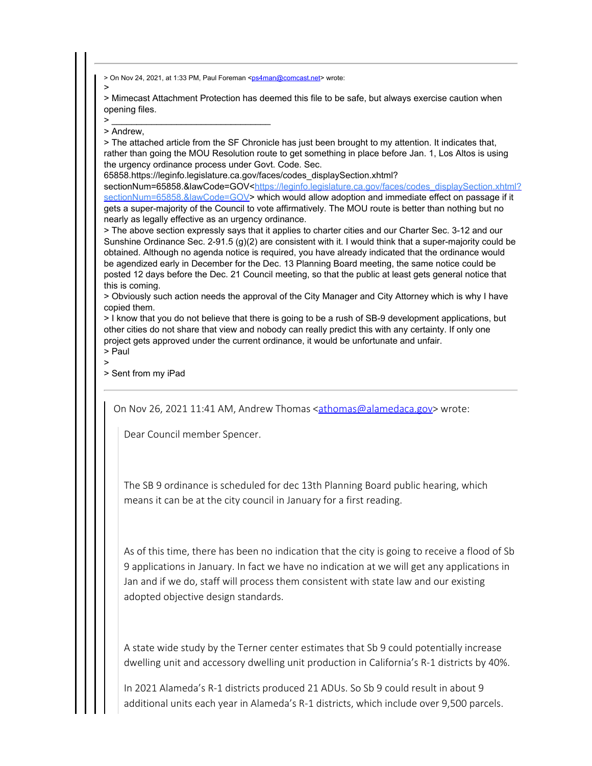> On Nov 24, 2021, at 1:33 PM, Paul Foreman <ps4man@comcast.net> wrote:
>
> Mimecast Attachment Protection has deemed this file to be safe, but always exercise caution when opening files.
> ________________________________
> Andrew,
> The attached article from the SF Chronicle has just been brought to my attention. It indicates that, rather than going the MOU Resolution route to get something in place before Jan. 1, Los Altos is using the urgency ordinance process under Govt. Code. Sec. 65858.https://leginfo.legislature.ca.gov/faces/codes_displaySection.xhtml?sectionNum=65858.&lawCode=GOV<https://leginfo.legislature.ca.gov/faces/codes_displaySection.xhtml?sectionNum=65858.&lawCode=GOV> which would allow adoption and immediate effect on passage if it gets a super-majority of the Council to vote affirmatively. The MOU route is better than nothing but no nearly as legally effective as an urgency ordinance.
> The above section expressly says that it applies to charter cities and our Charter Sec. 3-12 and our Sunshine Ordinance Sec. 2-91.5 (g)(2) are consistent with it. I would think that a super-majority could be obtained. Although no agenda notice is required, you have already indicated that the ordinance would be agendized early in December for the Dec. 13 Planning Board meeting, the same notice could be posted 12 days before the Dec. 21 Council meeting, so that the public at least gets general notice that this is coming.
> Obviously such action needs the approval of the City Manager and City Attorney which is why I have copied them.
> I know that you do not believe that there is going to be a rush of SB-9 development applications, but other cities do not share that view and nobody can really predict this with any certainty. If only one project gets approved under the current ordinance, it would be unfortunate and unfair.
> Paul
>
> Sent from my iPad

---

On Nov 26, 2021 11:41 AM, Andrew Thomas <athomas@alamedaca.gov> wrote:

Dear Council member Spencer.

The SB 9 ordinance is scheduled for dec 13th Planning Board public hearing, which means it can be at the city council in January for a first reading.

As of this time, there has been no indication that the city is going to receive a flood of Sb 9 applications in January. In fact we have no indication at we will get any applications in Jan and if we do, staff will process them consistent with state law and our existing adopted objective design standards.

A state wide study by the Terner center estimates that Sb 9 could potentially increase dwelling unit and accessory dwelling unit production in California's R-1 districts by 40%.

In 2021 Alameda's R-1 districts produced 21 ADUs. So Sb 9 could result in about 9 additional units each year in Alameda's R-1 districts, which include over 9,500 parcels.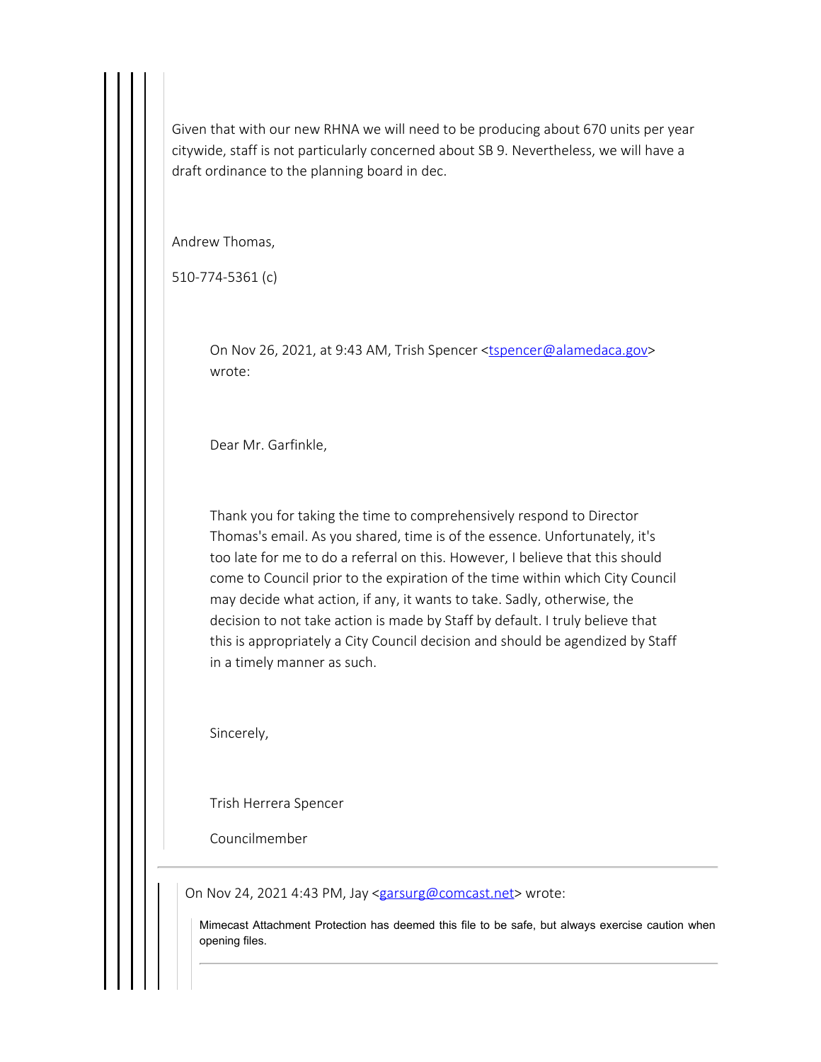Given that with our new RHNA we will need to be producing about 670 units per year citywide, staff is not particularly concerned about SB 9. Nevertheless, we will have a draft ordinance to the planning board in dec.

Andrew Thomas,

510-774-5361 (c)

> On Nov 26, 2021, at 9:43 AM, Trish Spencer <tspencer@alamedaca.gov> wrote:
>
> Dear Mr. Garfinkle,
>
> Thank you for taking the time to comprehensively respond to Director Thomas's email. As you shared, time is of the essence. Unfortunately, it's too late for me to do a referral on this. However, I believe that this should come to Council prior to the expiration of the time within which City Council may decide what action, if any, it wants to take. Sadly, otherwise, the decision to not take action is made by Staff by default. I truly believe that this is appropriately a City Council decision and should be agendized by Staff in a timely manner as such.
>
> Sincerely,
>
> Trish Herrera Spencer
>
> Councilmember

---

On Nov 24, 2021 4:43 PM, Jay <garsurg@comcast.net> wrote:

> Mimecast Attachment Protection has deemed this file to be safe, but always exercise caution when opening files.

---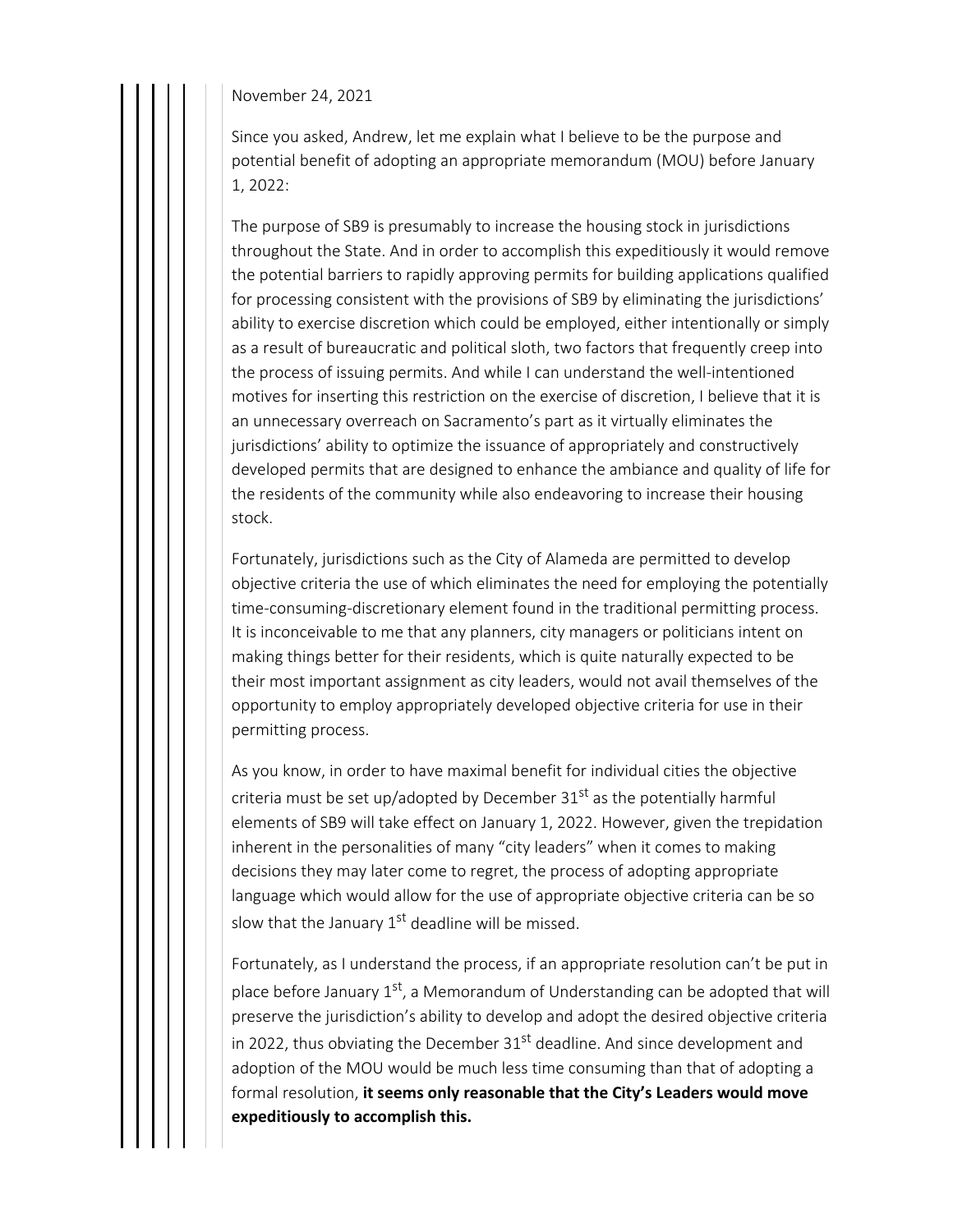November 24, 2021

Since you asked, Andrew, let me explain what I believe to be the purpose and potential benefit of adopting an appropriate memorandum (MOU) before January 1, 2022:

The purpose of SB9 is presumably to increase the housing stock in jurisdictions throughout the State. And in order to accomplish this expeditiously it would remove the potential barriers to rapidly approving permits for building applications qualified for processing consistent with the provisions of SB9 by eliminating the jurisdictions' ability to exercise discretion which could be employed, either intentionally or simply as a result of bureaucratic and political sloth, two factors that frequently creep into the process of issuing permits. And while I can understand the well-intentioned motives for inserting this restriction on the exercise of discretion, I believe that it is an unnecessary overreach on Sacramento's part as it virtually eliminates the jurisdictions' ability to optimize the issuance of appropriately and constructively developed permits that are designed to enhance the ambiance and quality of life for the residents of the community while also endeavoring to increase their housing stock.

Fortunately, jurisdictions such as the City of Alameda are permitted to develop objective criteria the use of which eliminates the need for employing the potentially time-consuming-discretionary element found in the traditional permitting process. It is inconceivable to me that any planners, city managers or politicians intent on making things better for their residents, which is quite naturally expected to be their most important assignment as city leaders, would not avail themselves of the opportunity to employ appropriately developed objective criteria for use in their permitting process.

As you know, in order to have maximal benefit for individual cities the objective criteria must be set up/adopted by December 31st as the potentially harmful elements of SB9 will take effect on January 1, 2022. However, given the trepidation inherent in the personalities of many "city leaders" when it comes to making decisions they may later come to regret, the process of adopting appropriate language which would allow for the use of appropriate objective criteria can be so slow that the January 1st deadline will be missed.

Fortunately, as I understand the process, if an appropriate resolution can't be put in place before January 1st, a Memorandum of Understanding can be adopted that will preserve the jurisdiction's ability to develop and adopt the desired objective criteria in 2022, thus obviating the December 31st deadline. And since development and adoption of the MOU would be much less time consuming than that of adopting a formal resolution, **it seems only reasonable that the City's Leaders would move expeditiously to accomplish this.**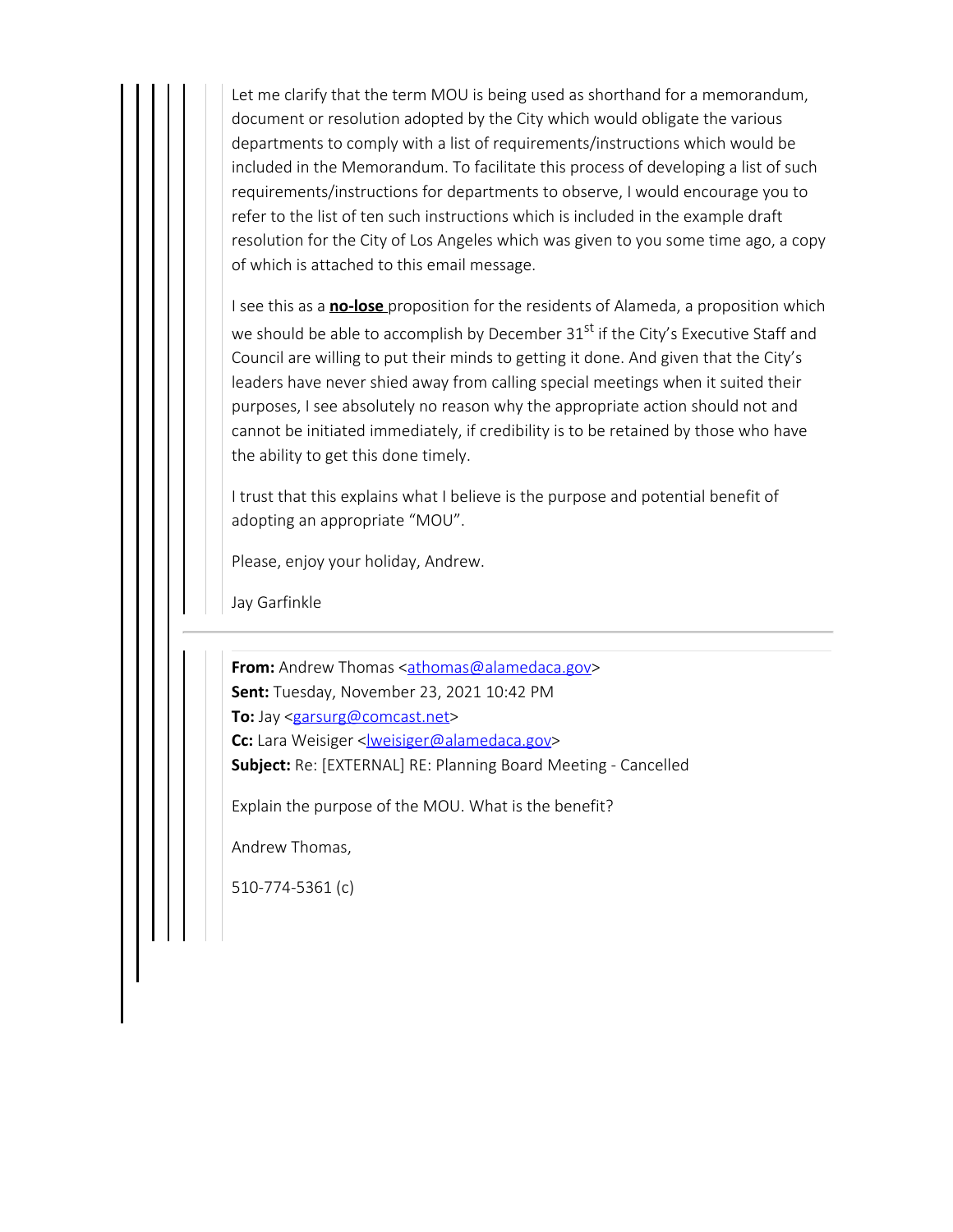Let me clarify that the term MOU is being used as shorthand for a memorandum, document or resolution adopted by the City which would obligate the various departments to comply with a list of requirements/instructions which would be included in the Memorandum. To facilitate this process of developing a list of such requirements/instructions for departments to observe, I would encourage you to refer to the list of ten such instructions which is included in the example draft resolution for the City of Los Angeles which was given to you some time ago, a copy of which is attached to this email message.

I see this as a **no-lose** proposition for the residents of Alameda, a proposition which we should be able to accomplish by December 31st if the City's Executive Staff and Council are willing to put their minds to getting it done. And given that the City's leaders have never shied away from calling special meetings when it suited their purposes, I see absolutely no reason why the appropriate action should not and cannot be initiated immediately, if credibility is to be retained by those who have the ability to get this done timely.

I trust that this explains what I believe is the purpose and potential benefit of adopting an appropriate "MOU".

Please, enjoy your holiday, Andrew.

Jay Garfinkle

---

**From:** Andrew Thomas <athomas@alamedaca.gov>
**Sent:** Tuesday, November 23, 2021 10:42 PM
**To:** Jay <garsurg@comcast.net>
**Cc:** Lara Weisiger <lweisiger@alamedaca.gov>
**Subject:** Re: [EXTERNAL] RE: Planning Board Meeting - Cancelled

Explain the purpose of the MOU. What is the benefit?

Andrew Thomas,

510-774-5361 (c)